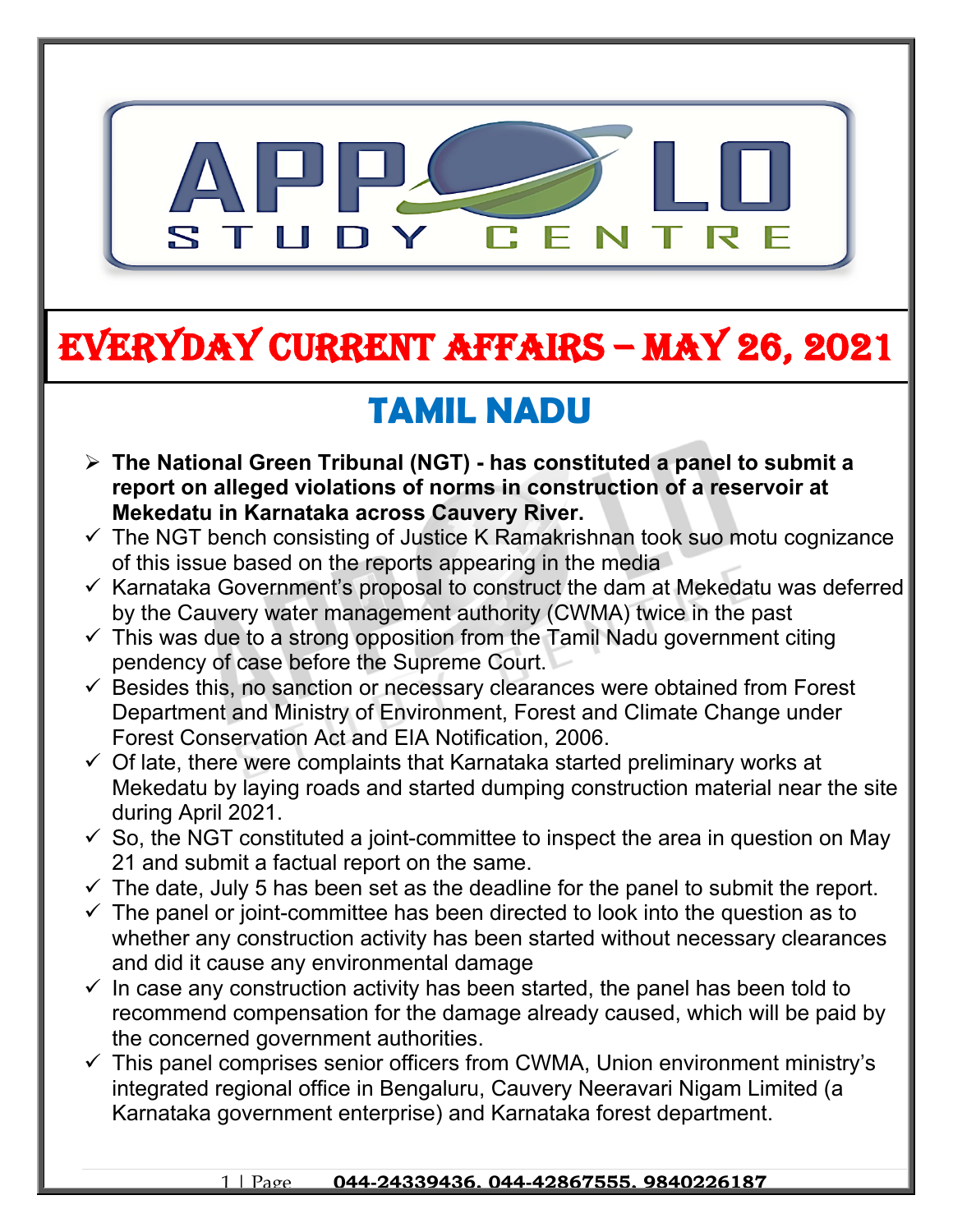# EVERYDAY CURRENT AFFAIRS – MAY 26, 2021

## TAMIL NADU

- **The National Green Tribunal (NGT) - has constituted a panel to submit a report on alleged violations of norms in construction of a reservoir at Mekedatu in Karnataka across Cauvery River.**
  - The NGT bench consisting of Justice K Ramakrishnan took suo motu cognizance of this issue based on the reports appearing in the media
  - Karnataka Government's proposal to construct the dam at Mekedatu was deferred by the Cauvery water management authority (CWMA) twice in the past
  - This was due to a strong opposition from the Tamil Nadu government citing pendency of case before the Supreme Court.
  - Besides this, no sanction or necessary clearances were obtained from Forest Department and Ministry of Environment, Forest and Climate Change under Forest Conservation Act and EIA Notification, 2006.
  - Of late, there were complaints that Karnataka started preliminary works at Mekedatu by laying roads and started dumping construction material near the site during April 2021.
  - So, the NGT constituted a joint-committee to inspect the area in question on May 21 and submit a factual report on the same.
  - The date, July 5 has been set as the deadline for the panel to submit the report.
  - The panel or joint-committee has been directed to look into the question as to whether any construction activity has been started without necessary clearances and did it cause any environmental damage
  - In case any construction activity has been started, the panel has been told to recommend compensation for the damage already caused, which will be paid by the concerned government authorities.
  - This panel comprises senior officers from CWMA, Union environment ministry's integrated regional office in Bengaluru, Cauvery Neeravari Nigam Limited (a Karnataka government enterprise) and Karnataka forest department.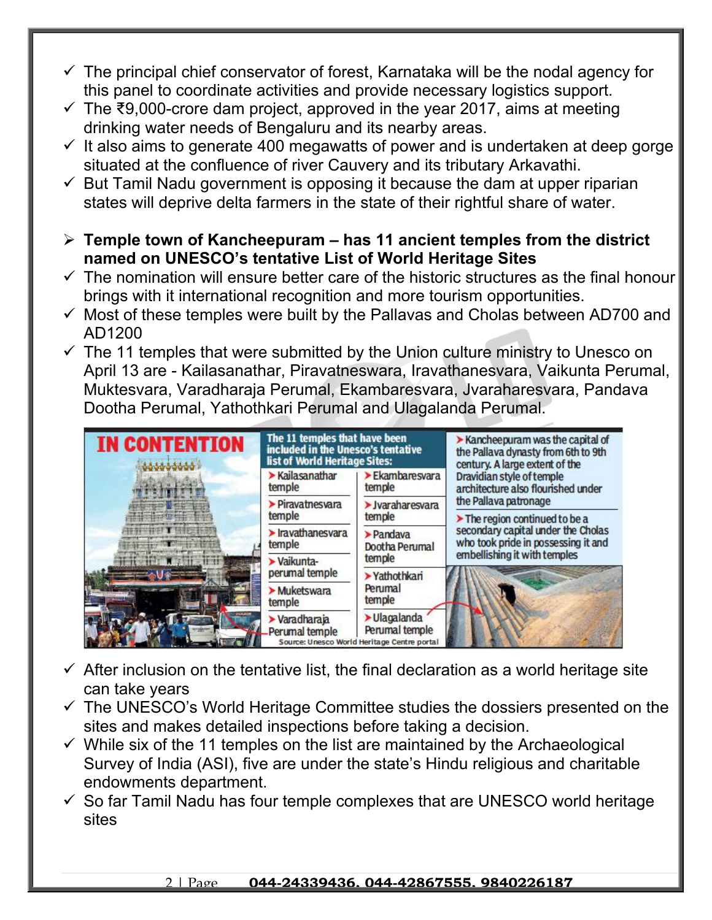- ✓ The principal chief conservator of forest, Karnataka will be the nodal agency for this panel to coordinate activities and provide necessary logistics support.
- ✓ The ₹9,000-crore dam project, approved in the year 2017, aims at meeting drinking water needs of Bengaluru and its nearby areas.
- ✓ It also aims to generate 400 megawatts of power and is undertaken at deep gorge situated at the confluence of river Cauvery and its tributary Arkavathi.
- ✓ But Tamil Nadu government is opposing it because the dam at upper riparian states will deprive delta farmers in the state of their rightful share of water.

## Temple town of Kancheepuram – has 11 ancient temples from the district named on UNESCO's tentative List of World Heritage Sites

- ✓ The nomination will ensure better care of the historic structures as the final honour brings with it international recognition and more tourism opportunities.
- ✓ Most of these temples were built by the Pallavas and Cholas between AD700 and AD1200
- ✓ The 11 temples that were submitted by the Union culture ministry to Unesco on April 13 are - Kailasanathar, Piravatneswara, Iravathanesvara, Vaikunta Perumal, Muktesvara, Varadharaja Perumal, Ekambaresvara, Jvaraharesvara, Pandava Dootha Perumal, Yathothkari Perumal and Ulagalanda Perumal.

**IN CONTENTION**

**The 11 temples that have been included in the Unesco's tentative list of World Heritage Sites:**

- Kailasanathar temple
- Piravatnesvara temple
- Iravathanesvara temple
- Vaikunta-perumal temple
- Muketswara temple
- Varadharaja Perumal temple
- Ekambaresvara temple
- Jvaraharesvara temple
- Pandava Dootha Perumal temple
- Yathothkari Perumal temple
- Ulagalanda Perumal temple

Source: Unesco World Heritage Centre portal

- Kancheepuram was the capital of the Pallava dynasty from 6th to 9th century. A large extent of the Dravidian style of temple architecture also flourished under the Pallava patronage
- The region continued to be a secondary capital under the Cholas who took pride in possessing it and embellishing it with temples

- ✓ After inclusion on the tentative list, the final declaration as a world heritage site can take years
- ✓ The UNESCO's World Heritage Committee studies the dossiers presented on the sites and makes detailed inspections before taking a decision.
- ✓ While six of the 11 temples on the list are maintained by the Archaeological Survey of India (ASI), five are under the state's Hindu religious and charitable endowments department.
- ✓ So far Tamil Nadu has four temple complexes that are UNESCO world heritage sites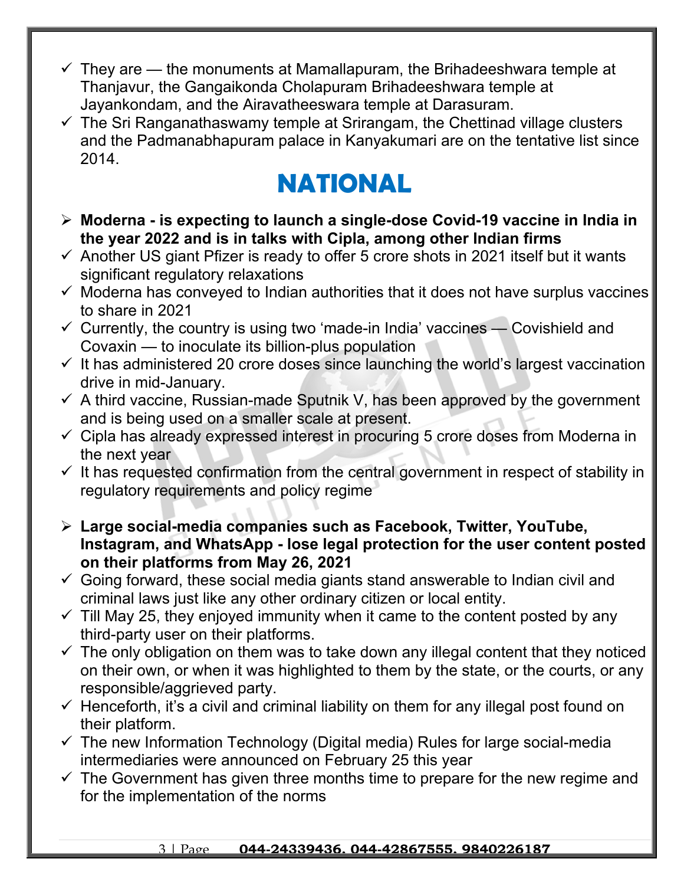- ✓ They are — the monuments at Mamallapuram, the Brihadeeshwara temple at Thanjavur, the Gangaikonda Cholapuram Brihadeeshwara temple at Jayankondam, and the Airavatheeswara temple at Darasuram.
- ✓ The Sri Ranganathaswamy temple at Srirangam, the Chettinad village clusters and the Padmanabhapuram palace in Kanyakumari are on the tentative list since 2014.

# NATIONAL

- ➢ **Moderna - is expecting to launch a single-dose Covid-19 vaccine in India in the year 2022 and is in talks with Cipla, among other Indian firms**
- ✓ Another US giant Pfizer is ready to offer 5 crore shots in 2021 itself but it wants significant regulatory relaxations
- ✓ Moderna has conveyed to Indian authorities that it does not have surplus vaccines to share in 2021
- ✓ Currently, the country is using two 'made-in India' vaccines — Covishield and Covaxin — to inoculate its billion-plus population
- ✓ It has administered 20 crore doses since launching the world's largest vaccination drive in mid-January.
- ✓ A third vaccine, Russian-made Sputnik V, has been approved by the government and is being used on a smaller scale at present.
- ✓ Cipla has already expressed interest in procuring 5 crore doses from Moderna in the next year
- ✓ It has requested confirmation from the central government in respect of stability in regulatory requirements and policy regime

- ➢ **Large social-media companies such as Facebook, Twitter, YouTube, Instagram, and WhatsApp - lose legal protection for the user content posted on their platforms from May 26, 2021**
- ✓ Going forward, these social media giants stand answerable to Indian civil and criminal laws just like any other ordinary citizen or local entity.
- ✓ Till May 25, they enjoyed immunity when it came to the content posted by any third-party user on their platforms.
- ✓ The only obligation on them was to take down any illegal content that they noticed on their own, or when it was highlighted to them by the state, or the courts, or any responsible/aggrieved party.
- ✓ Henceforth, it's a civil and criminal liability on them for any illegal post found on their platform.
- ✓ The new Information Technology (Digital media) Rules for large social-media intermediaries were announced on February 25 this year
- ✓ The Government has given three months time to prepare for the new regime and for the implementation of the norms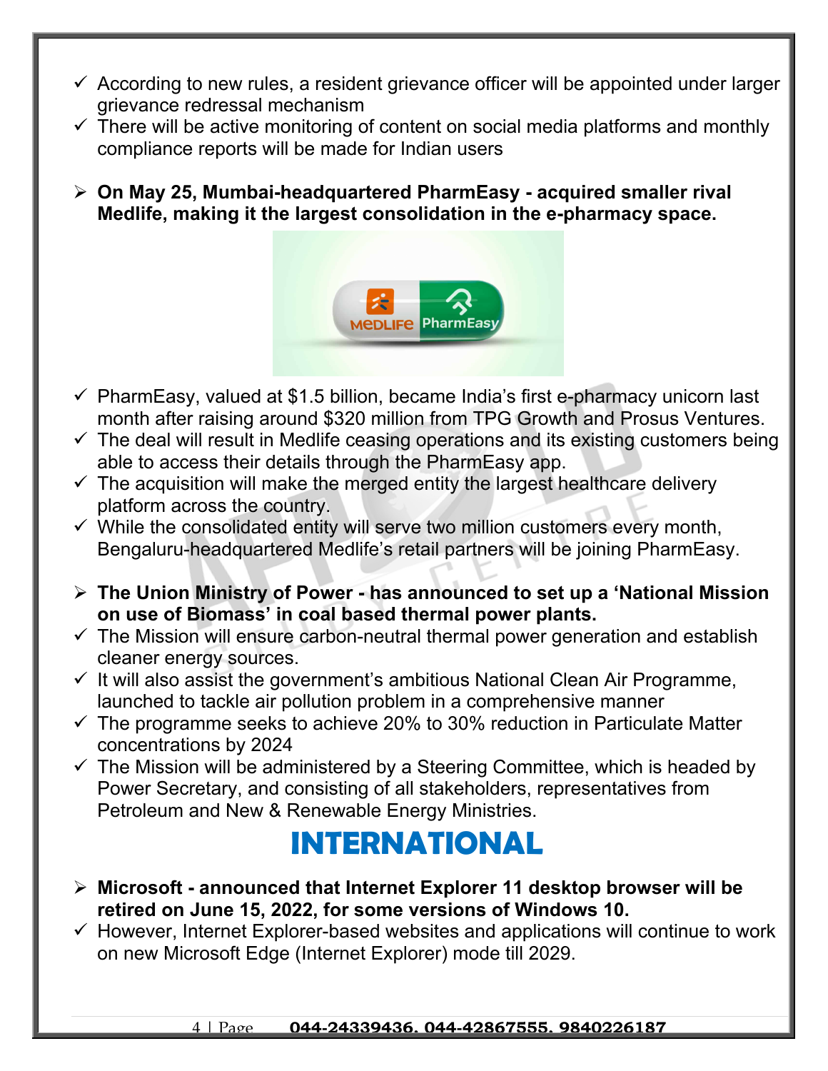- ✓ According to new rules, a resident grievance officer will be appointed under larger grievance redressal mechanism
- ✓ There will be active monitoring of content on social media platforms and monthly compliance reports will be made for Indian users

➢ **On May 25, Mumbai-headquartered PharmEasy - acquired smaller rival Medlife, making it the largest consolidation in the e-pharmacy space.**

- ✓ PharmEasy, valued at $1.5 billion, became India's first e-pharmacy unicorn last month after raising around $320 million from TPG Growth and Prosus Ventures.
- ✓ The deal will result in Medlife ceasing operations and its existing customers being able to access their details through the PharmEasy app.
- ✓ The acquisition will make the merged entity the largest healthcare delivery platform across the country.
- ✓ While the consolidated entity will serve two million customers every month, Bengaluru-headquartered Medlife's retail partners will be joining PharmEasy.

➢ **The Union Ministry of Power - has announced to set up a 'National Mission on use of Biomass' in coal based thermal power plants.**

- ✓ The Mission will ensure carbon-neutral thermal power generation and establish cleaner energy sources.
- ✓ It will also assist the government's ambitious National Clean Air Programme, launched to tackle air pollution problem in a comprehensive manner
- ✓ The programme seeks to achieve 20% to 30% reduction in Particulate Matter concentrations by 2024
- ✓ The Mission will be administered by a Steering Committee, which is headed by Power Secretary, and consisting of all stakeholders, representatives from Petroleum and New & Renewable Energy Ministries.

# INTERNATIONAL

➢ **Microsoft - announced that Internet Explorer 11 desktop browser will be retired on June 15, 2022, for some versions of Windows 10.**

- ✓ However, Internet Explorer-based websites and applications will continue to work on new Microsoft Edge (Internet Explorer) mode till 2029.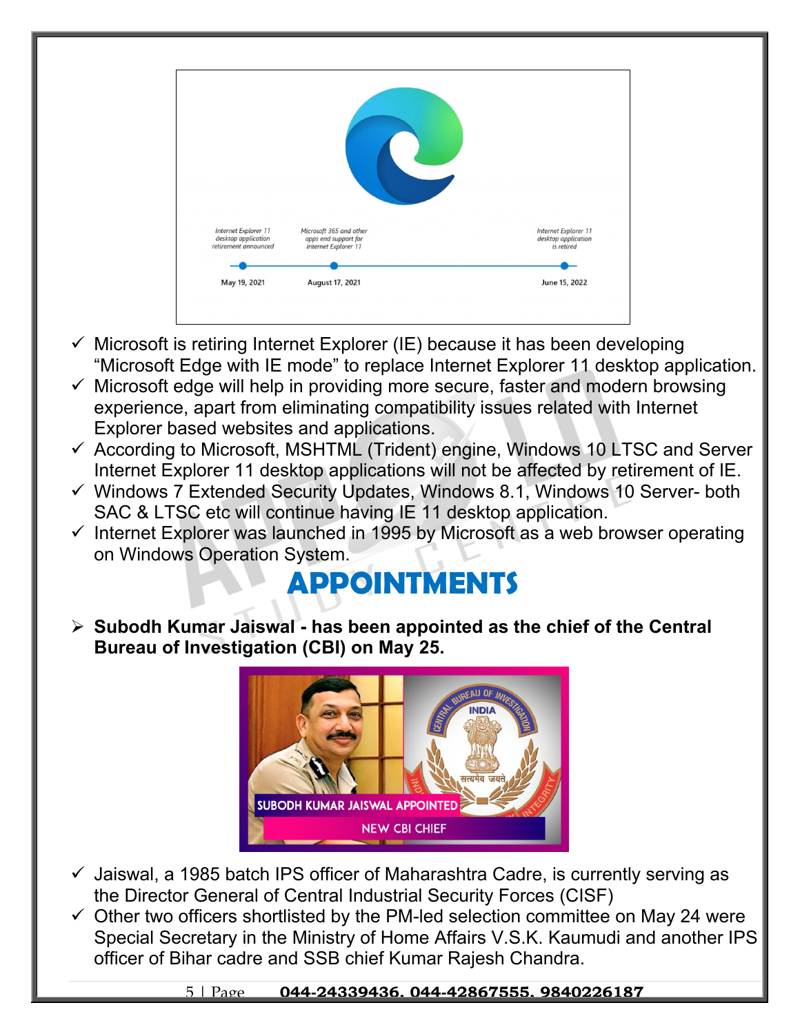- ✓ Microsoft is retiring Internet Explorer (IE) because it has been developing "Microsoft Edge with IE mode" to replace Internet Explorer 11 desktop application.
- ✓ Microsoft edge will help in providing more secure, faster and modern browsing experience, apart from eliminating compatibility issues related with Internet Explorer based websites and applications.
- ✓ According to Microsoft, MSHTML (Trident) engine, Windows 10 LTSC and Server Internet Explorer 11 desktop applications will not be affected by retirement of IE.
- ✓ Windows 7 Extended Security Updates, Windows 8.1, Windows 10 Server- both SAC & LTSC etc will continue having IE 11 desktop application.
- ✓ Internet Explorer was launched in 1995 by Microsoft as a web browser operating on Windows Operation System.

# APPOINTMENTS

- **Subodh Kumar Jaiswal - has been appointed as the chief of the Central Bureau of Investigation (CBI) on May 25.**

- ✓ Jaiswal, a 1985 batch IPS officer of Maharashtra Cadre, is currently serving as the Director General of Central Industrial Security Forces (CISF)
- ✓ Other two officers shortlisted by the PM-led selection committee on May 24 were Special Secretary in the Ministry of Home Affairs V.S.K. Kaumudi and another IPS officer of Bihar cadre and SSB chief Kumar Rajesh Chandra.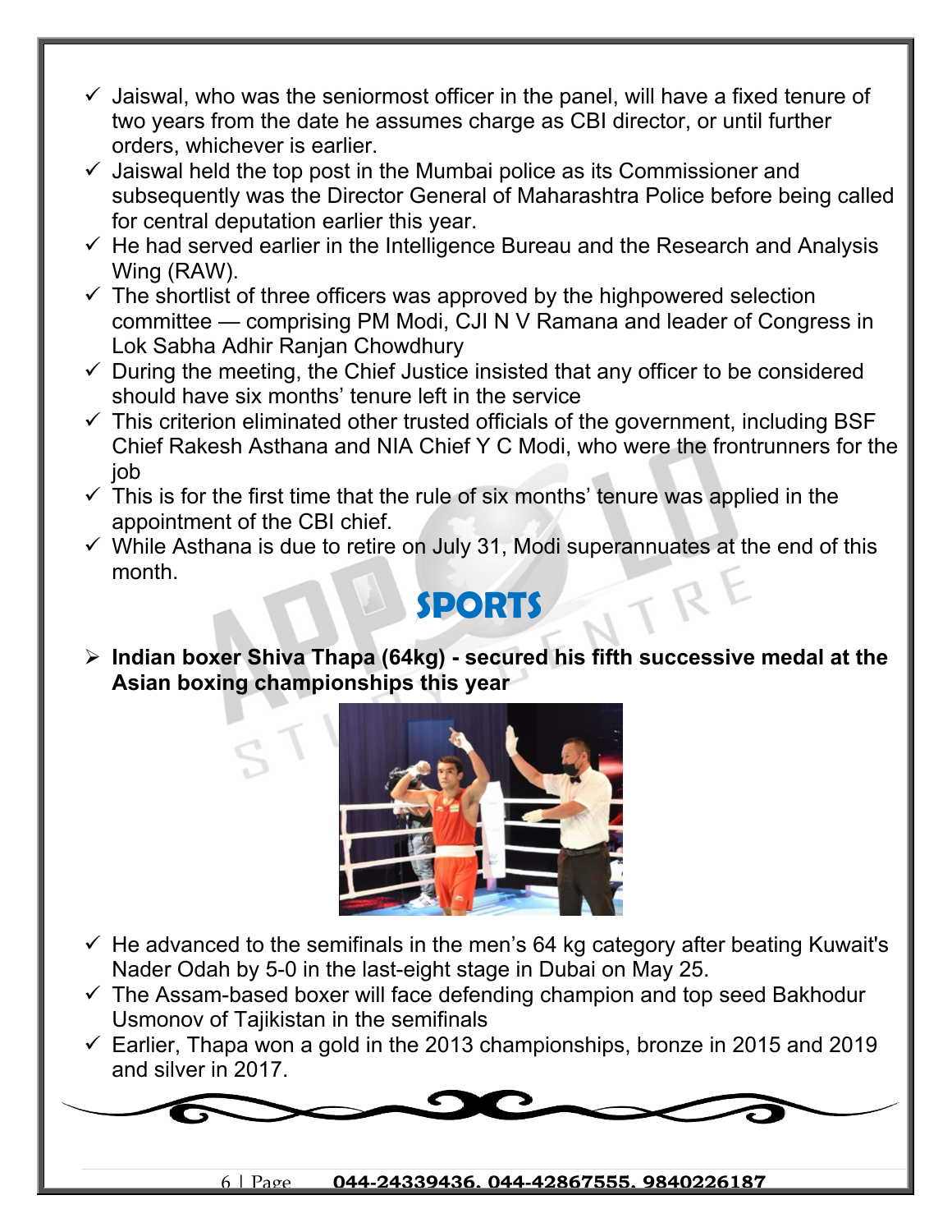- ✓ Jaiswal, who was the seniormost officer in the panel, will have a fixed tenure of two years from the date he assumes charge as CBI director, or until further orders, whichever is earlier.
- ✓ Jaiswal held the top post in the Mumbai police as its Commissioner and subsequently was the Director General of Maharashtra Police before being called for central deputation earlier this year.
- ✓ He had served earlier in the Intelligence Bureau and the Research and Analysis Wing (RAW).
- ✓ The shortlist of three officers was approved by the highpowered selection committee — comprising PM Modi, CJI N V Ramana and leader of Congress in Lok Sabha Adhir Ranjan Chowdhury
- ✓ During the meeting, the Chief Justice insisted that any officer to be considered should have six months' tenure left in the service
- ✓ This criterion eliminated other trusted officials of the government, including BSF Chief Rakesh Asthana and NIA Chief Y C Modi, who were the frontrunners for the job
- ✓ This is for the first time that the rule of six months' tenure was applied in the appointment of the CBI chief.
- ✓ While Asthana is due to retire on July 31, Modi superannuates at the end of this month.

## SPORTS

- **Indian boxer Shiva Thapa (64kg) - secured his fifth successive medal at the Asian boxing championships this year**

- ✓ He advanced to the semifinals in the men's 64 kg category after beating Kuwait's Nader Odah by 5-0 in the last-eight stage in Dubai on May 25.
- ✓ The Assam-based boxer will face defending champion and top seed Bakhodur Usmonov of Tajikistan in the semifinals
- ✓ Earlier, Thapa won a gold in the 2013 championships, bronze in 2015 and 2019 and silver in 2017.